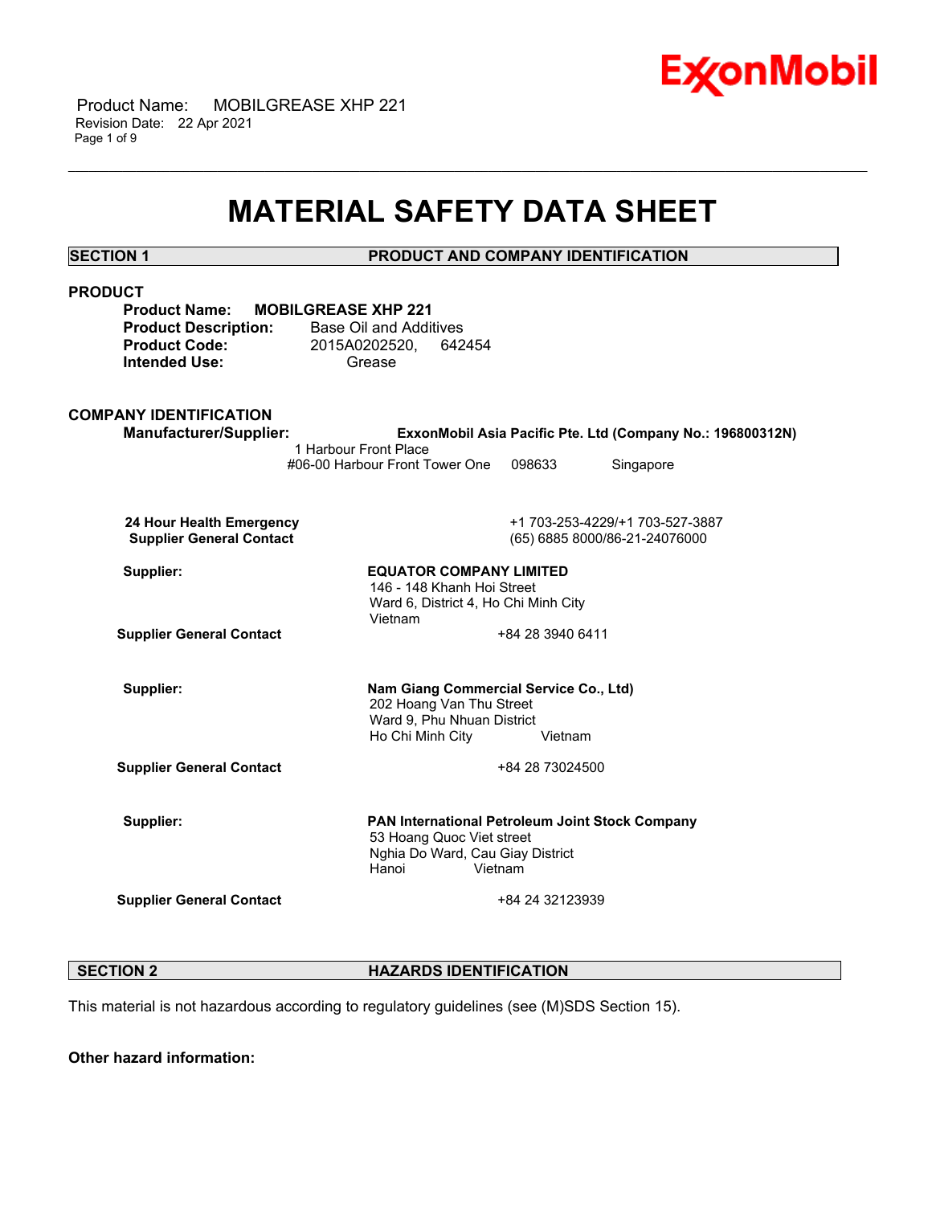# MATERIAL SAFETY DATA SHEET

## SECTION 1 PRODUCT AND COMPANY IDENTIFICATION

### PRODUCT

**Product Name:** **MOBILGREASE XHP 221**
**Product Description:** Base Oil and Additives
**Product Code:** 2015A0202520, 642454
**Intended Use:** Grease

### COMPANY IDENTIFICATION

**Manufacturer/Supplier:** **ExxonMobil Asia Pacific Pte. Ltd (Company No.: 196800312N)**
1 Harbour Front Place
#06-00 Harbour Front Tower One 098633 Singapore

**24 Hour Health Emergency** +1 703-253-4229/+1 703-527-3887
**Supplier General Contact** (65) 6885 8000/86-21-24076000

**Supplier:** **EQUATOR COMPANY LIMITED**
146 - 148 Khanh Hoi Street
Ward 6, District 4, Ho Chi Minh City
Vietnam

**Supplier General Contact** +84 28 3940 6411

**Supplier:** **Nam Giang Commercial Service Co., Ltd)**
202 Hoang Van Thu Street
Ward 9, Phu Nhuan District
Ho Chi Minh City Vietnam

**Supplier General Contact** +84 28 73024500

**Supplier:** **PAN International Petroleum Joint Stock Company**
53 Hoang Quoc Viet street
Nghia Do Ward, Cau Giay District
Hanoi Vietnam

**Supplier General Contact** +84 24 32123939

## SECTION 2 HAZARDS IDENTIFICATION

This material is not hazardous according to regulatory guidelines (see (M)SDS Section 15).

**Other hazard information:**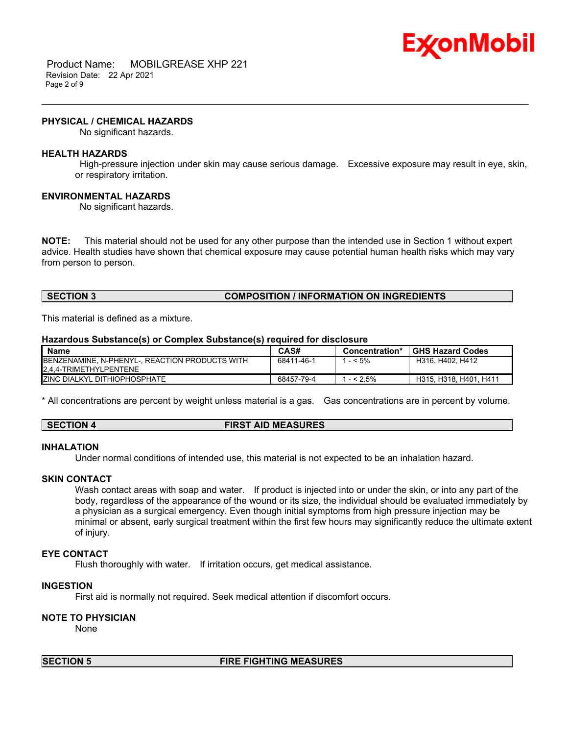### PHYSICAL / CHEMICAL HAZARDS

No significant hazards.

### HEALTH HAZARDS

High-pressure injection under skin may cause serious damage. Excessive exposure may result in eye, skin, or respiratory irritation.

### ENVIRONMENTAL HAZARDS

No significant hazards.

**NOTE:** This material should not be used for any other purpose than the intended use in Section 1 without expert advice. Health studies have shown that chemical exposure may cause potential human health risks which may vary from person to person.

## SECTION 3 COMPOSITION / INFORMATION ON INGREDIENTS

This material is defined as a mixture.

**Hazardous Substance(s) or Complex Substance(s) required for disclosure**

| Name | CAS# | Concentration* | GHS Hazard Codes |
|---|---|---|---|
| BENZENAMINE, N-PHENYL-, REACTION PRODUCTS WITH 2,4,4-TRIMETHYLPENTENE | 68411-46-1 | 1 - < 5% | H316, H402, H412 |
| ZINC DIALKYL DITHIOPHOSPHATE | 68457-79-4 | 1 - < 2.5% | H315, H318, H401, H411 |

* All concentrations are percent by weight unless material is a gas. Gas concentrations are in percent by volume.

## SECTION 4 FIRST AID MEASURES

### INHALATION

Under normal conditions of intended use, this material is not expected to be an inhalation hazard.

### SKIN CONTACT

Wash contact areas with soap and water. If product is injected into or under the skin, or into any part of the body, regardless of the appearance of the wound or its size, the individual should be evaluated immediately by a physician as a surgical emergency. Even though initial symptoms from high pressure injection may be minimal or absent, early surgical treatment within the first few hours may significantly reduce the ultimate extent of injury.

### EYE CONTACT

Flush thoroughly with water. If irritation occurs, get medical assistance.

### INGESTION

First aid is normally not required. Seek medical attention if discomfort occurs.

### NOTE TO PHYSICIAN

None

## SECTION 5 FIRE FIGHTING MEASURES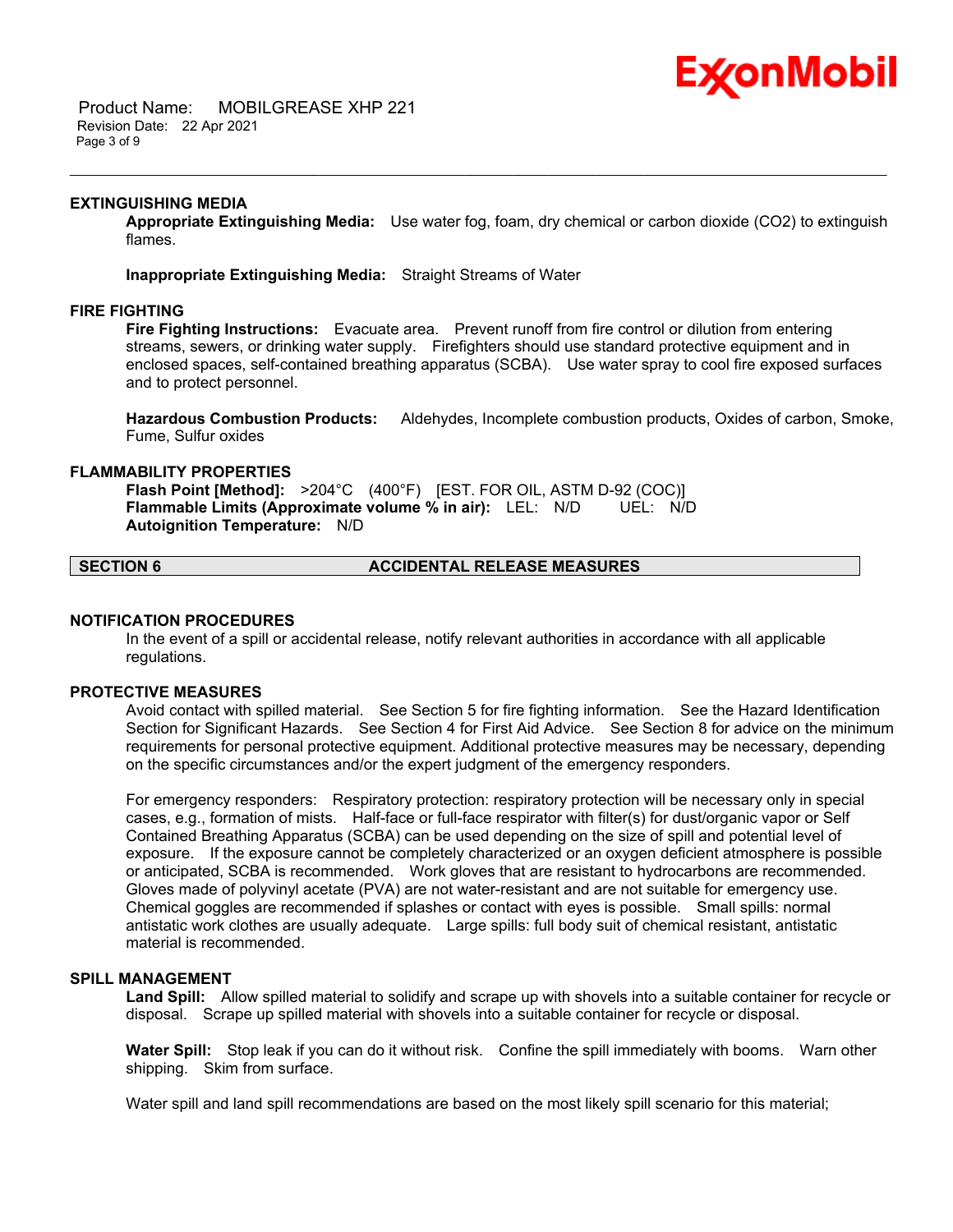### EXTINGUISHING MEDIA

**Appropriate Extinguishing Media:** Use water fog, foam, dry chemical or carbon dioxide ($CO_2$) to extinguish flames.

**Inappropriate Extinguishing Media:** Straight Streams of Water

### FIRE FIGHTING

**Fire Fighting Instructions:** Evacuate area. Prevent runoff from fire control or dilution from entering streams, sewers, or drinking water supply. Firefighters should use standard protective equipment and in enclosed spaces, self-contained breathing apparatus (SCBA). Use water spray to cool fire exposed surfaces and to protect personnel.

**Hazardous Combustion Products:** Aldehydes, Incomplete combustion products, Oxides of carbon, Smoke, Fume, Sulfur oxides

### FLAMMABILITY PROPERTIES

**Flash Point [Method]:** >204°C (400°F) [EST. FOR OIL, ASTM D-92 (COC)]
**Flammable Limits (Approximate volume % in air):** LEL: N/D UEL: N/D
**Autoignition Temperature:** N/D

## SECTION 6 ACCIDENTAL RELEASE MEASURES

### NOTIFICATION PROCEDURES

In the event of a spill or accidental release, notify relevant authorities in accordance with all applicable regulations.

### PROTECTIVE MEASURES

Avoid contact with spilled material. See Section 5 for fire fighting information. See the Hazard Identification Section for Significant Hazards. See Section 4 for First Aid Advice. See Section 8 for advice on the minimum requirements for personal protective equipment. Additional protective measures may be necessary, depending on the specific circumstances and/or the expert judgment of the emergency responders.

For emergency responders: Respiratory protection: respiratory protection will be necessary only in special cases, e.g., formation of mists. Half-face or full-face respirator with filter(s) for dust/organic vapor or Self Contained Breathing Apparatus (SCBA) can be used depending on the size of spill and potential level of exposure. If the exposure cannot be completely characterized or an oxygen deficient atmosphere is possible or anticipated, SCBA is recommended. Work gloves that are resistant to hydrocarbons are recommended. Gloves made of polyvinyl acetate (PVA) are not water-resistant and are not suitable for emergency use. Chemical goggles are recommended if splashes or contact with eyes is possible. Small spills: normal antistatic work clothes are usually adequate. Large spills: full body suit of chemical resistant, antistatic material is recommended.

### SPILL MANAGEMENT

**Land Spill:** Allow spilled material to solidify and scrape up with shovels into a suitable container for recycle or disposal. Scrape up spilled material with shovels into a suitable container for recycle or disposal.

**Water Spill:** Stop leak if you can do it without risk. Confine the spill immediately with booms. Warn other shipping. Skim from surface.

Water spill and land spill recommendations are based on the most likely spill scenario for this material;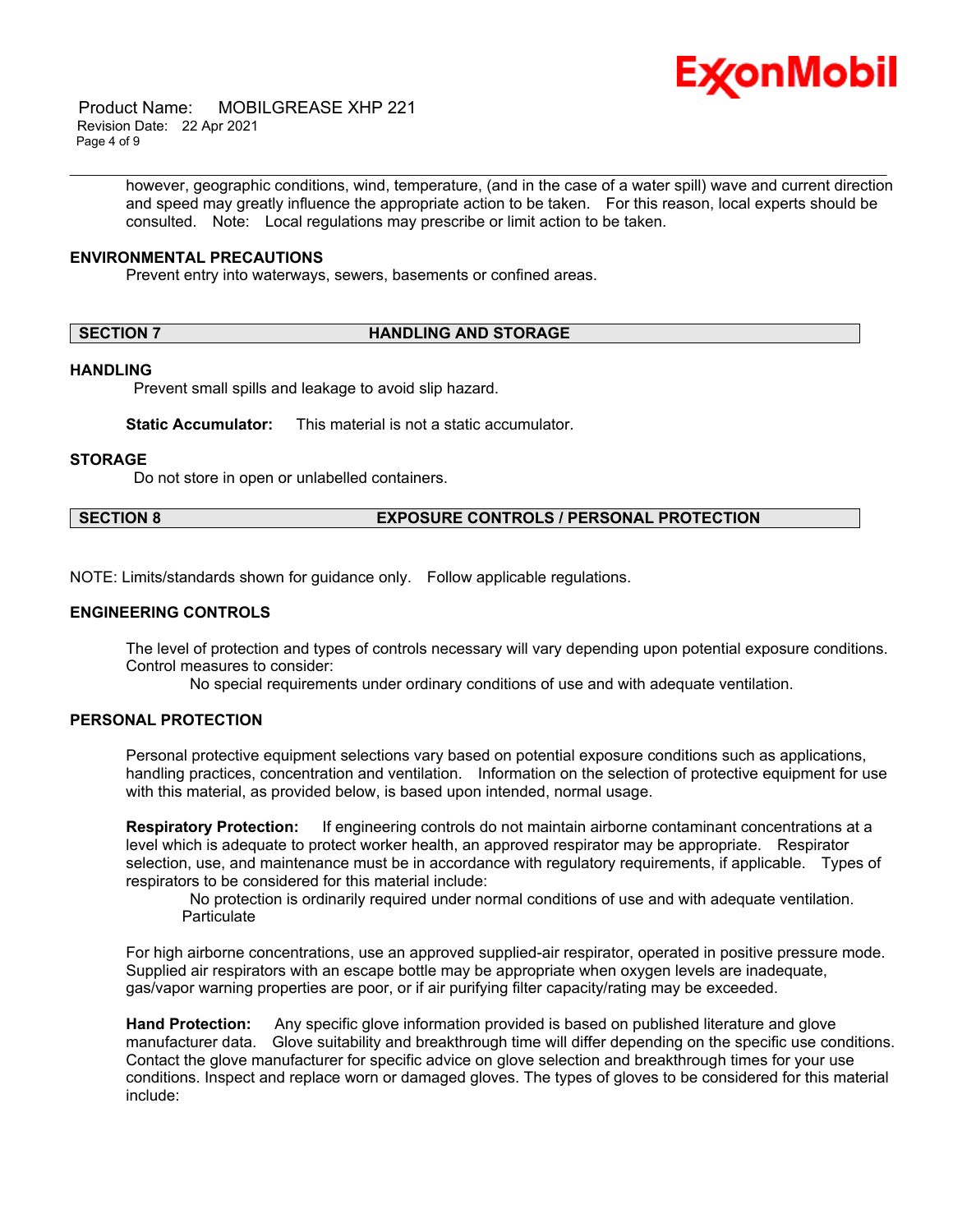however, geographic conditions, wind, temperature, (and in the case of a water spill) wave and current direction and speed may greatly influence the appropriate action to be taken. For this reason, local experts should be consulted. Note: Local regulations may prescribe or limit action to be taken.

### ENVIRONMENTAL PRECAUTIONS

Prevent entry into waterways, sewers, basements or confined areas.

## SECTION 7 HANDLING AND STORAGE

### HANDLING

Prevent small spills and leakage to avoid slip hazard.

**Static Accumulator:** This material is not a static accumulator.

### STORAGE

Do not store in open or unlabelled containers.

## SECTION 8 EXPOSURE CONTROLS / PERSONAL PROTECTION

NOTE: Limits/standards shown for guidance only. Follow applicable regulations.

### ENGINEERING CONTROLS

The level of protection and types of controls necessary will vary depending upon potential exposure conditions. Control measures to consider:

No special requirements under ordinary conditions of use and with adequate ventilation.

### PERSONAL PROTECTION

Personal protective equipment selections vary based on potential exposure conditions such as applications, handling practices, concentration and ventilation. Information on the selection of protective equipment for use with this material, as provided below, is based upon intended, normal usage.

**Respiratory Protection:** If engineering controls do not maintain airborne contaminant concentrations at a level which is adequate to protect worker health, an approved respirator may be appropriate. Respirator selection, use, and maintenance must be in accordance with regulatory requirements, if applicable. Types of respirators to be considered for this material include:

No protection is ordinarily required under normal conditions of use and with adequate ventilation.
Particulate

For high airborne concentrations, use an approved supplied-air respirator, operated in positive pressure mode. Supplied air respirators with an escape bottle may be appropriate when oxygen levels are inadequate, gas/vapor warning properties are poor, or if air purifying filter capacity/rating may be exceeded.

**Hand Protection:** Any specific glove information provided is based on published literature and glove manufacturer data. Glove suitability and breakthrough time will differ depending on the specific use conditions. Contact the glove manufacturer for specific advice on glove selection and breakthrough times for your use conditions. Inspect and replace worn or damaged gloves. The types of gloves to be considered for this material include: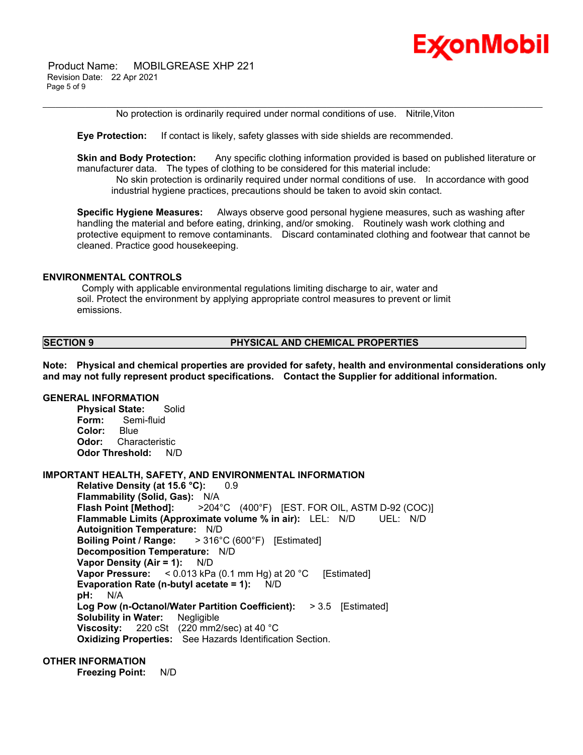No protection is ordinarily required under normal conditions of use. Nitrile,Viton

**Eye Protection:** If contact is likely, safety glasses with side shields are recommended.

**Skin and Body Protection:** Any specific clothing information provided is based on published literature or manufacturer data. The types of clothing to be considered for this material include:

No skin protection is ordinarily required under normal conditions of use. In accordance with good industrial hygiene practices, precautions should be taken to avoid skin contact.

**Specific Hygiene Measures:** Always observe good personal hygiene measures, such as washing after handling the material and before eating, drinking, and/or smoking. Routinely wash work clothing and protective equipment to remove contaminants. Discard contaminated clothing and footwear that cannot be cleaned. Practice good housekeeping.

## ENVIRONMENTAL CONTROLS

Comply with applicable environmental regulations limiting discharge to air, water and soil. Protect the environment by applying appropriate control measures to prevent or limit emissions.

## SECTION 9 PHYSICAL AND CHEMICAL PROPERTIES

**Note: Physical and chemical properties are provided for safety, health and environmental considerations only and may not fully represent product specifications. Contact the Supplier for additional information.**

### GENERAL INFORMATION

**Physical State:** Solid
**Form:** Semi-fluid
**Color:** Blue
**Odor:** Characteristic
**Odor Threshold:** N/D

### IMPORTANT HEALTH, SAFETY, AND ENVIRONMENTAL INFORMATION

**Relative Density (at 15.6 °C):** 0.9
**Flammability (Solid, Gas):** N/A
**Flash Point [Method]:** >204°C (400°F) [EST. FOR OIL, ASTM D-92 (COC)]
**Flammable Limits (Approximate volume % in air):** LEL: N/D UEL: N/D
**Autoignition Temperature:** N/D
**Boiling Point / Range:** > 316°C (600°F) [Estimated]
**Decomposition Temperature:** N/D
**Vapor Density (Air = 1):** N/D
**Vapor Pressure:** < 0.013 kPa (0.1 mm Hg) at 20 °C [Estimated]
**Evaporation Rate (n-butyl acetate = 1):** N/D
**pH:** N/A
**Log Pow (n-Octanol/Water Partition Coefficient):** > 3.5 [Estimated]
**Solubility in Water:** Negligible
**Viscosity:** 220 cSt (220 mm2/sec) at 40 °C
**Oxidizing Properties:** See Hazards Identification Section.

### OTHER INFORMATION

**Freezing Point:** N/D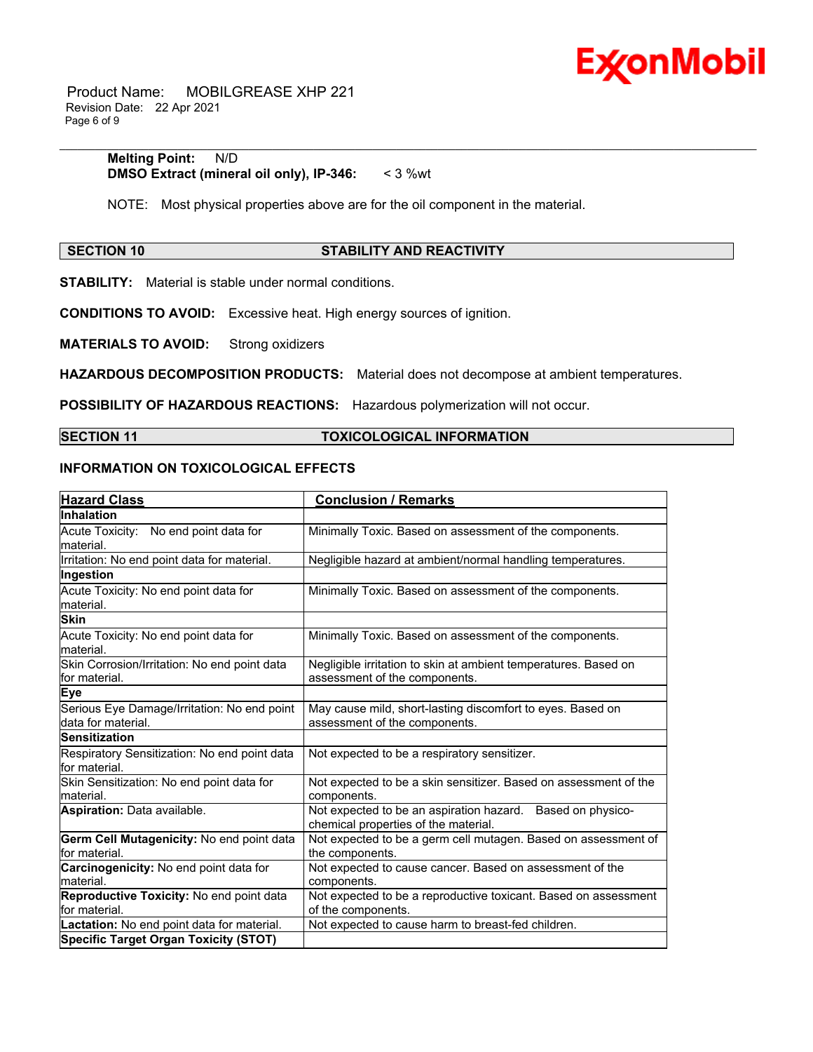**Melting Point:** N/D
**DMSO Extract (mineral oil only), IP-346:** < 3 %wt

NOTE: Most physical properties above are for the oil component in the material.

## SECTION 10 STABILITY AND REACTIVITY

**STABILITY:** Material is stable under normal conditions.

**CONDITIONS TO AVOID:** Excessive heat. High energy sources of ignition.

**MATERIALS TO AVOID:** Strong oxidizers

**HAZARDOUS DECOMPOSITION PRODUCTS:** Material does not decompose at ambient temperatures.

**POSSIBILITY OF HAZARDOUS REACTIONS:** Hazardous polymerization will not occur.

## SECTION 11 TOXICOLOGICAL INFORMATION

### INFORMATION ON TOXICOLOGICAL EFFECTS

| Hazard Class | Conclusion / Remarks |
|---|---|
| **Inhalation** | |
| Acute Toxicity: No end point data for material. | Minimally Toxic. Based on assessment of the components. |
| Irritation: No end point data for material. | Negligible hazard at ambient/normal handling temperatures. |
| **Ingestion** | |
| Acute Toxicity: No end point data for material. | Minimally Toxic. Based on assessment of the components. |
| **Skin** | |
| Acute Toxicity: No end point data for material. | Minimally Toxic. Based on assessment of the components. |
| Skin Corrosion/Irritation: No end point data for material. | Negligible irritation to skin at ambient temperatures. Based on assessment of the components. |
| **Eye** | |
| Serious Eye Damage/Irritation: No end point data for material. | May cause mild, short-lasting discomfort to eyes. Based on assessment of the components. |
| **Sensitization** | |
| Respiratory Sensitization: No end point data for material. | Not expected to be a respiratory sensitizer. |
| Skin Sensitization: No end point data for material. | Not expected to be a skin sensitizer. Based on assessment of the components. |
| **Aspiration:** Data available. | Not expected to be an aspiration hazard. Based on physico-chemical properties of the material. |
| **Germ Cell Mutagenicity:** No end point data for material. | Not expected to be a germ cell mutagen. Based on assessment of the components. |
| **Carcinogenicity:** No end point data for material. | Not expected to cause cancer. Based on assessment of the components. |
| **Reproductive Toxicity:** No end point data for material. | Not expected to be a reproductive toxicant. Based on assessment of the components. |
| **Lactation:** No end point data for material. | Not expected to cause harm to breast-fed children. |
| **Specific Target Organ Toxicity (STOT)** | |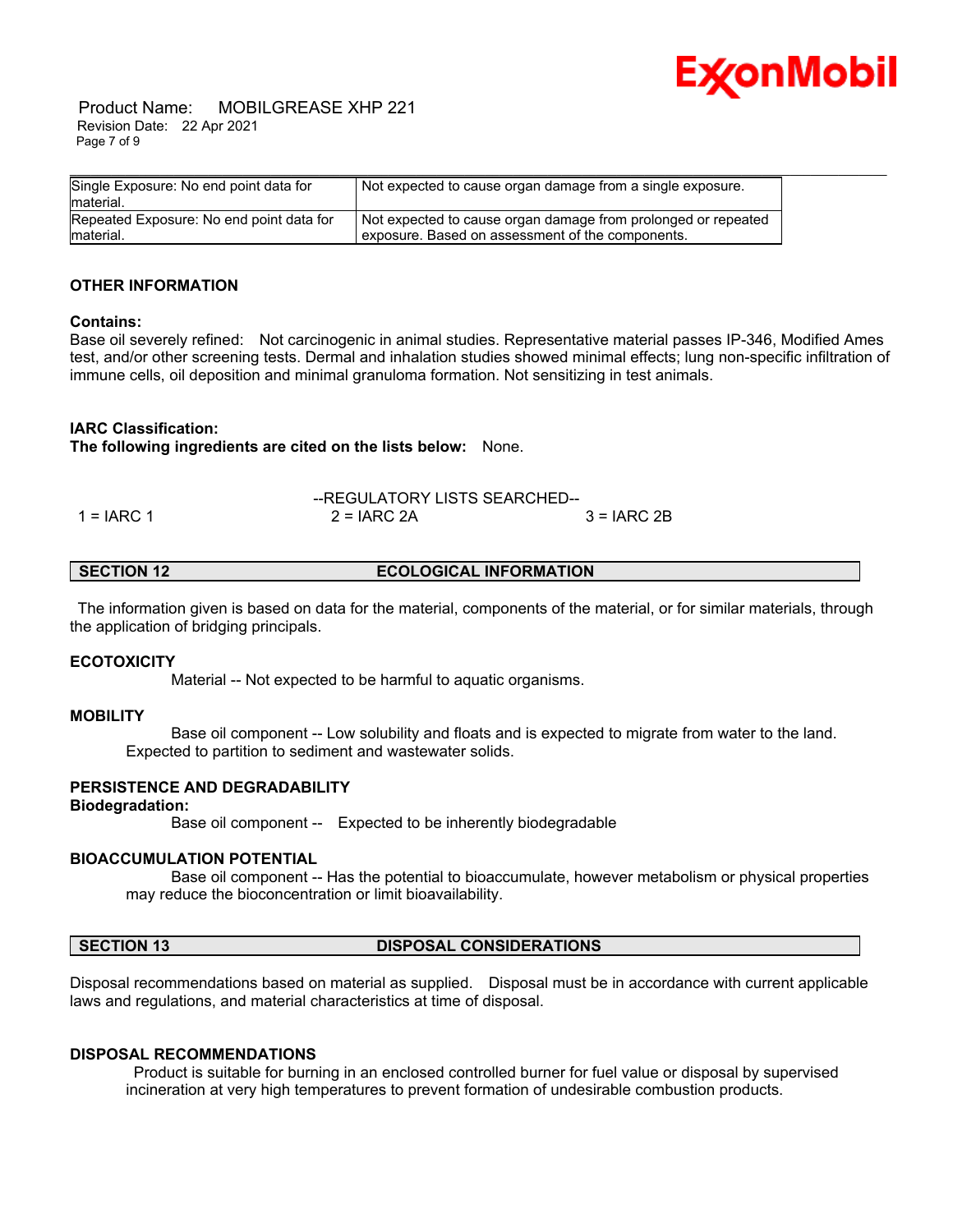| | |
|---|---|
| Single Exposure: No end point data for material. | Not expected to cause organ damage from a single exposure. |
| Repeated Exposure: No end point data for material. | Not expected to cause organ damage from prolonged or repeated exposure. Based on assessment of the components. |

### OTHER INFORMATION

**Contains:**
Base oil severely refined: Not carcinogenic in animal studies. Representative material passes IP-346, Modified Ames test, and/or other screening tests. Dermal and inhalation studies showed minimal effects; lung non-specific infiltration of immune cells, oil deposition and minimal granuloma formation. Not sensitizing in test animals.

**IARC Classification:**
**The following ingredients are cited on the lists below:** None.

--REGULATORY LISTS SEARCHED--

1 = IARC 1 2 = IARC 2A 3 = IARC 2B

## SECTION 12 ECOLOGICAL INFORMATION

The information given is based on data for the material, components of the material, or for similar materials, through the application of bridging principals.

### ECOTOXICITY

Material -- Not expected to be harmful to aquatic organisms.

### MOBILITY

Base oil component -- Low solubility and floats and is expected to migrate from water to the land. Expected to partition to sediment and wastewater solids.

### PERSISTENCE AND DEGRADABILITY

**Biodegradation:**

Base oil component -- Expected to be inherently biodegradable

### BIOACCUMULATION POTENTIAL

Base oil component -- Has the potential to bioaccumulate, however metabolism or physical properties may reduce the bioconcentration or limit bioavailability.

## SECTION 13 DISPOSAL CONSIDERATIONS

Disposal recommendations based on material as supplied. Disposal must be in accordance with current applicable laws and regulations, and material characteristics at time of disposal.

### DISPOSAL RECOMMENDATIONS

Product is suitable for burning in an enclosed controlled burner for fuel value or disposal by supervised incineration at very high temperatures to prevent formation of undesirable combustion products.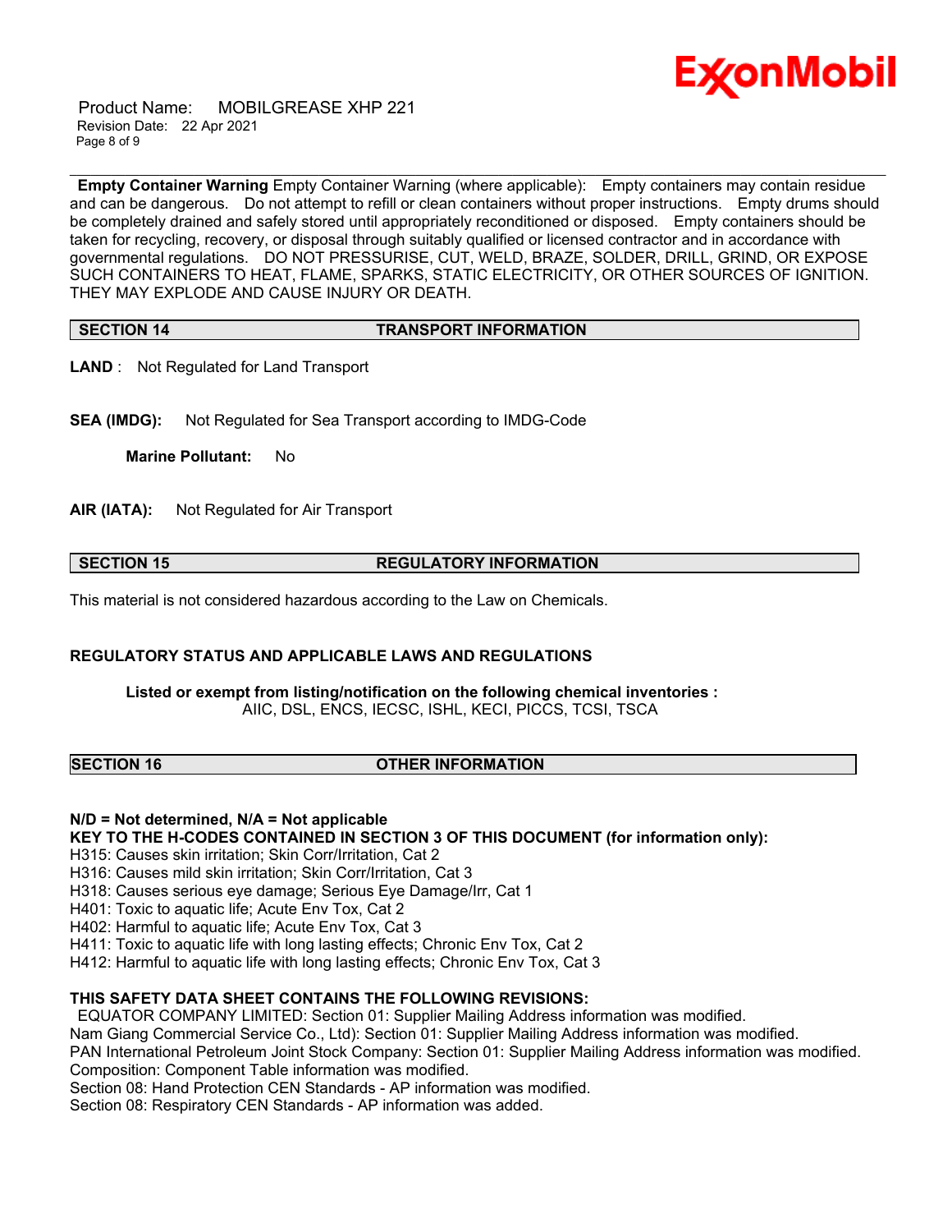**Empty Container Warning** Empty Container Warning (where applicable): Empty containers may contain residue and can be dangerous. Do not attempt to refill or clean containers without proper instructions. Empty drums should be completely drained and safely stored until appropriately reconditioned or disposed. Empty containers should be taken for recycling, recovery, or disposal through suitably qualified or licensed contractor and in accordance with governmental regulations. DO NOT PRESSURISE, CUT, WELD, BRAZE, SOLDER, DRILL, GRIND, OR EXPOSE SUCH CONTAINERS TO HEAT, FLAME, SPARKS, STATIC ELECTRICITY, OR OTHER SOURCES OF IGNITION. THEY MAY EXPLODE AND CAUSE INJURY OR DEATH.

## SECTION 14 TRANSPORT INFORMATION

**LAND** : Not Regulated for Land Transport

**SEA (IMDG):** Not Regulated for Sea Transport according to IMDG-Code

**Marine Pollutant:** No

**AIR (IATA):** Not Regulated for Air Transport

## SECTION 15 REGULATORY INFORMATION

This material is not considered hazardous according to the Law on Chemicals.

**REGULATORY STATUS AND APPLICABLE LAWS AND REGULATIONS**

**Listed or exempt from listing/notification on the following chemical inventories :**
AIIC, DSL, ENCS, IECSC, ISHL, KECI, PICCS, TCSI, TSCA

## SECTION 16 OTHER INFORMATION

**N/D = Not determined, N/A = Not applicable**

**KEY TO THE H-CODES CONTAINED IN SECTION 3 OF THIS DOCUMENT (for information only):**

H315: Causes skin irritation; Skin Corr/Irritation, Cat 2
H316: Causes mild skin irritation; Skin Corr/Irritation, Cat 3
H318: Causes serious eye damage; Serious Eye Damage/Irr, Cat 1
H401: Toxic to aquatic life; Acute Env Tox, Cat 2
H402: Harmful to aquatic life; Acute Env Tox, Cat 3
H411: Toxic to aquatic life with long lasting effects; Chronic Env Tox, Cat 2
H412: Harmful to aquatic life with long lasting effects; Chronic Env Tox, Cat 3

**THIS SAFETY DATA SHEET CONTAINS THE FOLLOWING REVISIONS:**

EQUATOR COMPANY LIMITED: Section 01: Supplier Mailing Address information was modified.
Nam Giang Commercial Service Co., Ltd): Section 01: Supplier Mailing Address information was modified.
PAN International Petroleum Joint Stock Company: Section 01: Supplier Mailing Address information was modified.
Composition: Component Table information was modified.
Section 08: Hand Protection CEN Standards - AP information was modified.
Section 08: Respiratory CEN Standards - AP information was added.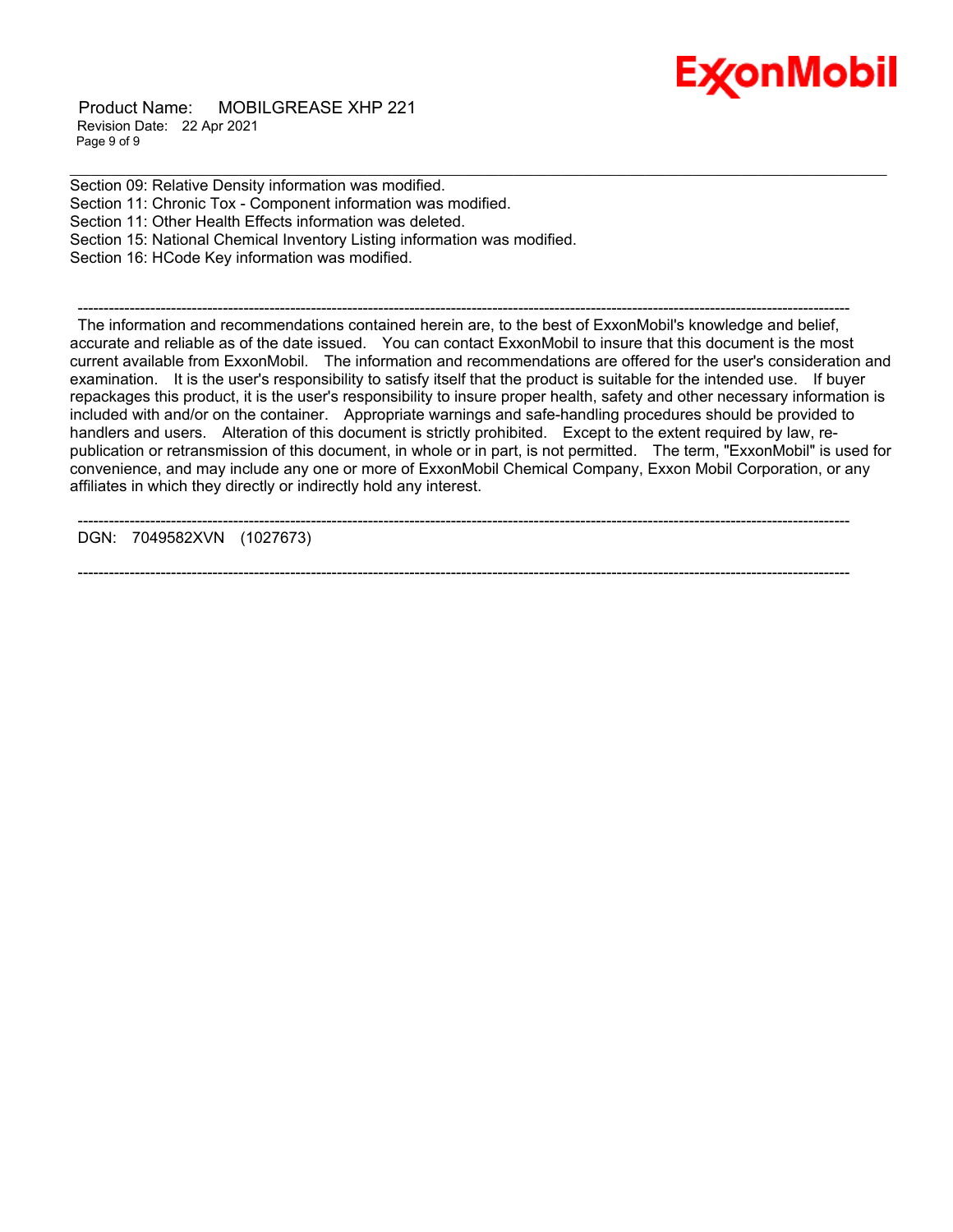Section 09: Relative Density information was modified.
Section 11: Chronic Tox - Component information was modified.
Section 11: Other Health Effects information was deleted.
Section 15: National Chemical Inventory Listing information was modified.
Section 16: HCode Key information was modified.

-----------------------------------------------------------------------------------------------------------------------------------------------------

The information and recommendations contained herein are, to the best of ExxonMobil's knowledge and belief, accurate and reliable as of the date issued. You can contact ExxonMobil to insure that this document is the most current available from ExxonMobil. The information and recommendations are offered for the user's consideration and examination. It is the user's responsibility to satisfy itself that the product is suitable for the intended use. If buyer repackages this product, it is the user's responsibility to insure proper health, safety and other necessary information is included with and/or on the container. Appropriate warnings and safe-handling procedures should be provided to handlers and users. Alteration of this document is strictly prohibited. Except to the extent required by law, re-publication or retransmission of this document, in whole or in part, is not permitted. The term, "ExxonMobil" is used for convenience, and may include any one or more of ExxonMobil Chemical Company, Exxon Mobil Corporation, or any affiliates in which they directly or indirectly hold any interest.

-----------------------------------------------------------------------------------------------------------------------------------------------------

DGN: 7049582XVN (1027673)

-----------------------------------------------------------------------------------------------------------------------------------------------------